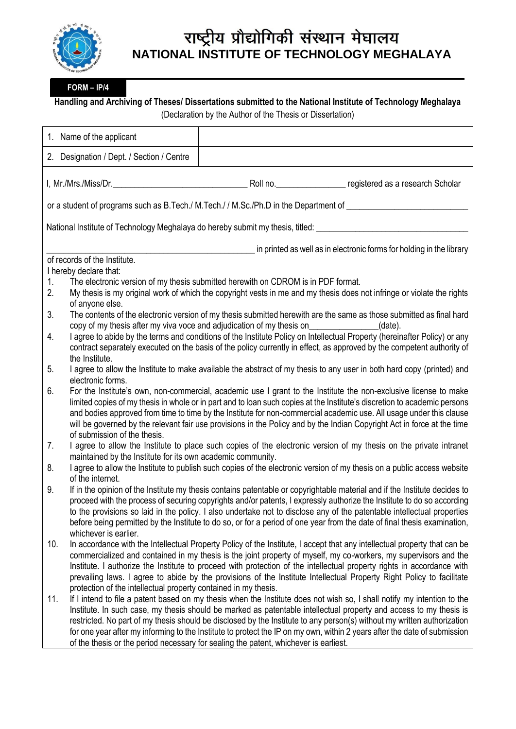# राष्ट्रीय प्रौद्योगिकी संस्थान मेघालय
# NATIONAL INSTITUTE OF TECHNOLOGY MEGHALAYA

**FORM – IP/4**

**Handling and Archiving of Theses/ Dissertations submitted to the National Institute of Technology Meghalaya**
(Declaration by the Author of the Thesis or Dissertation)

| | |
|---|---|
| 1. Name of the applicant | |
| 2. Designation / Dept. / Section / Centre | |

I, Mr./Mrs./Miss/Dr.______________________________ Roll no.________________ registered as a research Scholar or a student of programs such as B.Tech./ M.Tech./ / M.Sc./Ph.D in the Department of ___________________________ National Institute of Technology Meghalaya do hereby submit my thesis, titled: ___________________________________ _______________________________________________ in printed as well as in electronic forms for holding in the library of records of the Institute.

I hereby declare that:

1. The electronic version of my thesis submitted herewith on CDROM is in PDF format.
2. My thesis is my original work of which the copyright vests in me and my thesis does not infringe or violate the rights of anyone else.
3. The contents of the electronic version of my thesis submitted herewith are the same as those submitted as final hard copy of my thesis after my viva voce and adjudication of my thesis on________________(date).
4. I agree to abide by the terms and conditions of the Institute Policy on Intellectual Property (hereinafter Policy) or any contract separately executed on the basis of the policy currently in effect, as approved by the competent authority of the Institute.
5. I agree to allow the Institute to make available the abstract of my thesis to any user in both hard copy (printed) and electronic forms.
6. For the Institute's own, non-commercial, academic use I grant to the Institute the non-exclusive license to make limited copies of my thesis in whole or in part and to loan such copies at the Institute's discretion to academic persons and bodies approved from time to time by the Institute for non-commercial academic use. All usage under this clause will be governed by the relevant fair use provisions in the Policy and by the Indian Copyright Act in force at the time of submission of the thesis.
7. I agree to allow the Institute to place such copies of the electronic version of my thesis on the private intranet maintained by the Institute for its own academic community.
8. I agree to allow the Institute to publish such copies of the electronic version of my thesis on a public access website of the internet.
9. If in the opinion of the Institute my thesis contains patentable or copyrightable material and if the Institute decides to proceed with the process of securing copyrights and/or patents, I expressly authorize the Institute to do so according to the provisions so laid in the policy. I also undertake not to disclose any of the patentable intellectual properties before being permitted by the Institute to do so, or for a period of one year from the date of final thesis examination, whichever is earlier.
10. In accordance with the Intellectual Property Policy of the Institute, I accept that any intellectual property that can be commercialized and contained in my thesis is the joint property of myself, my co-workers, my supervisors and the Institute. I authorize the Institute to proceed with protection of the intellectual property rights in accordance with prevailing laws. I agree to abide by the provisions of the Institute Intellectual Property Right Policy to facilitate protection of the intellectual property contained in my thesis.
11. If I intend to file a patent based on my thesis when the Institute does not wish so, I shall notify my intention to the Institute. In such case, my thesis should be marked as patentable intellectual property and access to my thesis is restricted. No part of my thesis should be disclosed by the Institute to any person(s) without my written authorization for one year after my informing to the Institute to protect the IP on my own, within 2 years after the date of submission of the thesis or the period necessary for sealing the patent, whichever is earliest.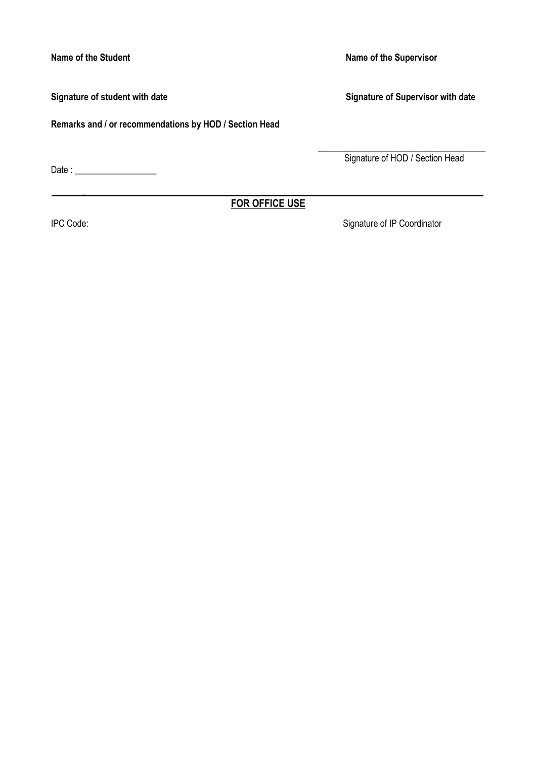**Name of the Student** **Name of the Supervisor**

**Signature of student with date** **Signature of Supervisor with date**

**Remarks and / or recommendations by HOD / Section Head**

\_\_\_\_\_\_\_\_\_\_\_\_\_\_\_\_\_\_\_\_\_\_\_\_\_\_\_\_\_\_\_\_\_\_\_\_

Signature of HOD / Section Head

Date : \_\_\_\_\_\_\_\_\_\_\_\_\_\_\_\_\_\_

---

**FOR OFFICE USE**

IPC Code: Signature of IP Coordinator